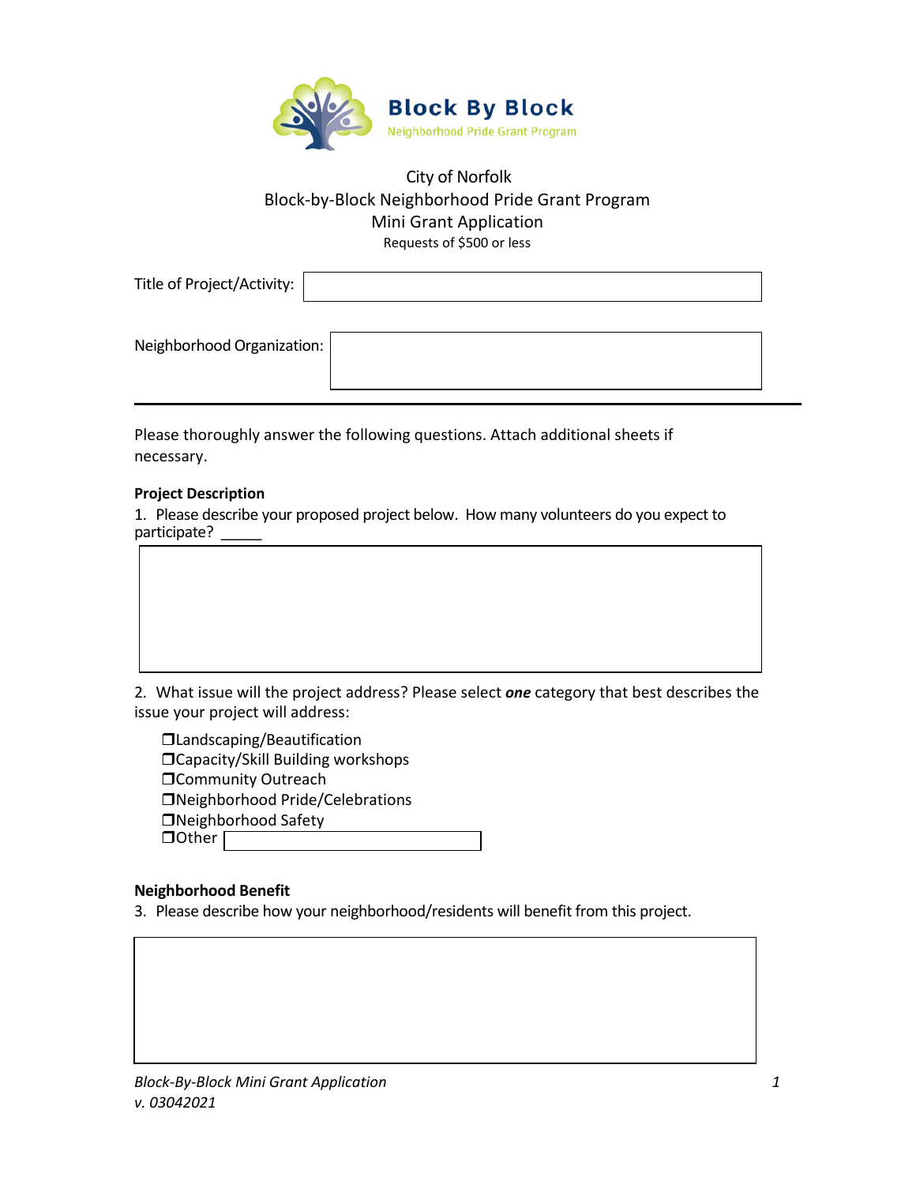**Block By Block**
Neighborhood Pride Grant Program

# City of Norfolk
## Block-by-Block Neighborhood Pride Grant Program
## Mini Grant Application
Requests of $500 or less

Title of Project/Activity: ____________________

Neighborhood Organization: ____________________

---

Please thoroughly answer the following questions. Attach additional sheets if necessary.

**Project Description**

1. Please describe your proposed project below. How many volunteers do you expect to participate? _____

2. What issue will the project address? Please select ***one*** category that best describes the issue your project will address:

- ❒ Landscaping/Beautification
- ❒ Capacity/Skill Building workshops
- ❒ Community Outreach
- ❒ Neighborhood Pride/Celebrations
- ❒ Neighborhood Safety
- ❒ Other ____________________

**Neighborhood Benefit**

3. Please describe how your neighborhood/residents will benefit from this project.

*Block-By-Block Mini Grant Application*
*v. 03042021*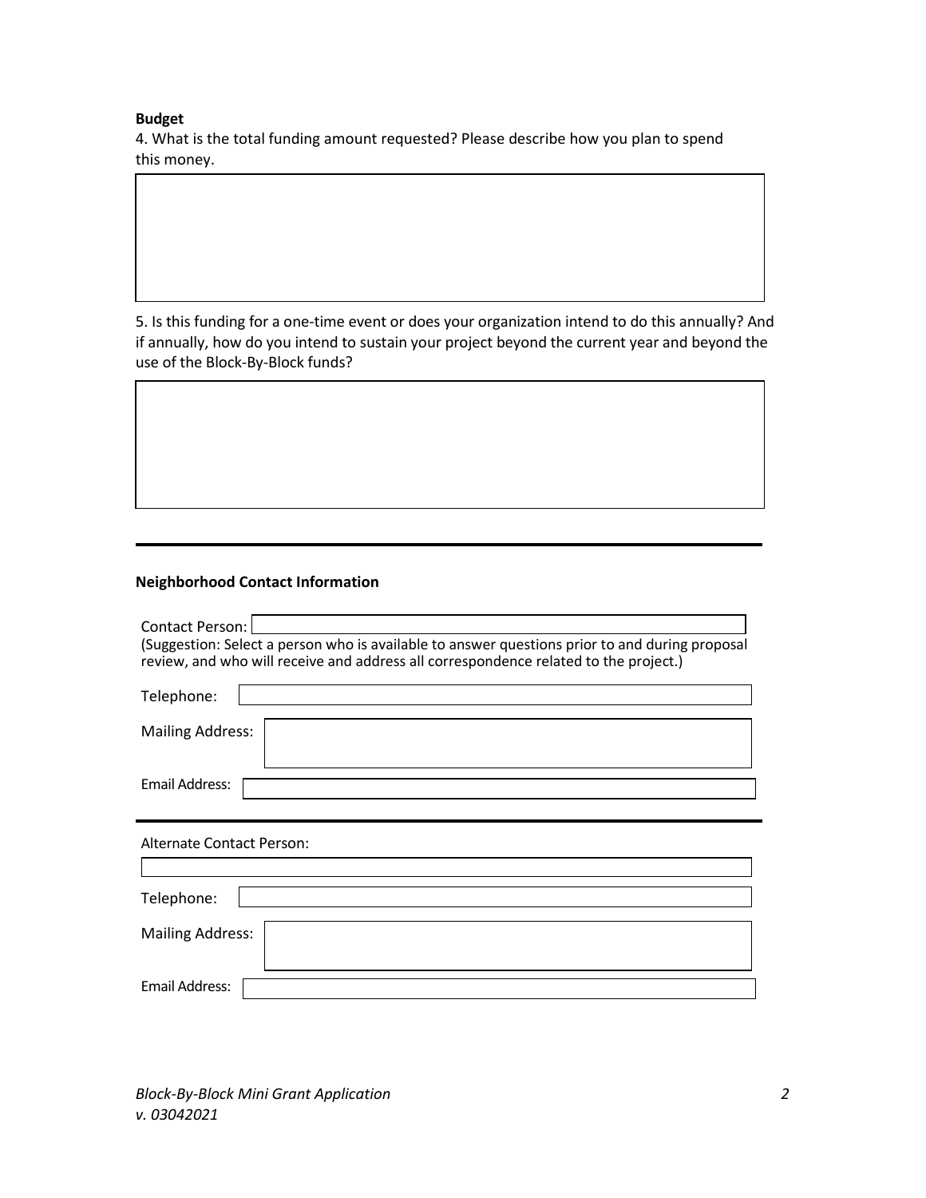**Budget**

4. What is the total funding amount requested? Please describe how you plan to spend this money.

5. Is this funding for a one-time event or does your organization intend to do this annually? And if annually, how do you intend to sustain your project beyond the current year and beyond the use of the Block-By-Block funds?

---

**Neighborhood Contact Information**

Contact Person:

(Suggestion: Select a person who is available to answer questions prior to and during proposal review, and who will receive and address all correspondence related to the project.)

Telephone:

Mailing Address:

Email Address:

---

Alternate Contact Person:

Telephone:

Mailing Address:

Email Address: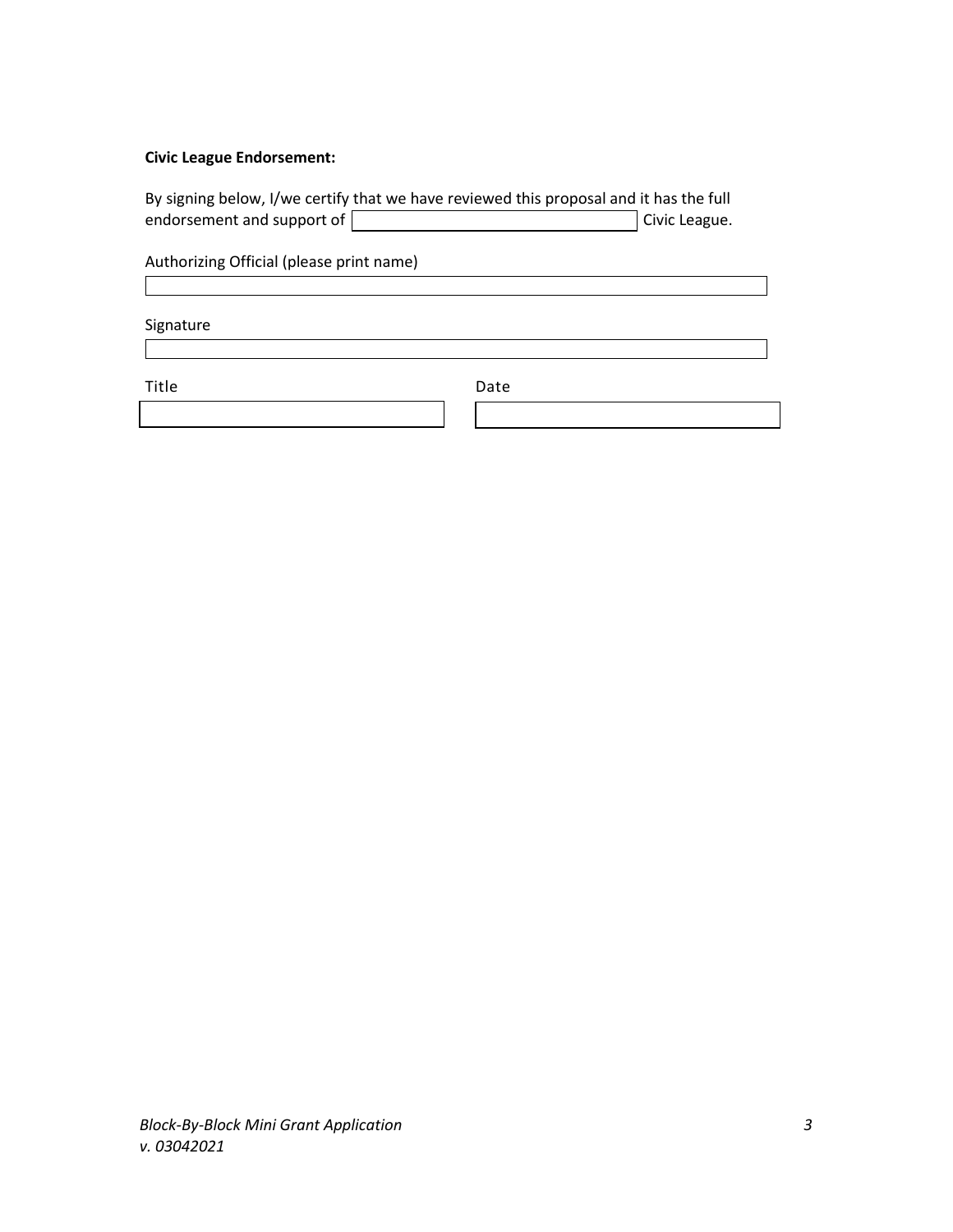**Civic League Endorsement:**

By signing below, I/we certify that we have reviewed this proposal and it has the full endorsement and support of \_\_\_\_\_\_\_\_\_\_\_\_\_\_\_\_\_\_\_\_ Civic League.

Authorizing Official (please print name)

\_\_\_\_\_\_\_\_\_\_\_\_\_\_\_\_\_\_\_\_\_\_\_\_\_\_\_\_\_\_\_\_\_\_\_\_\_\_\_\_

Signature

\_\_\_\_\_\_\_\_\_\_\_\_\_\_\_\_\_\_\_\_\_\_\_\_\_\_\_\_\_\_\_\_\_\_\_\_\_\_\_\_

| Title | Date |
| --- | --- |
| | |